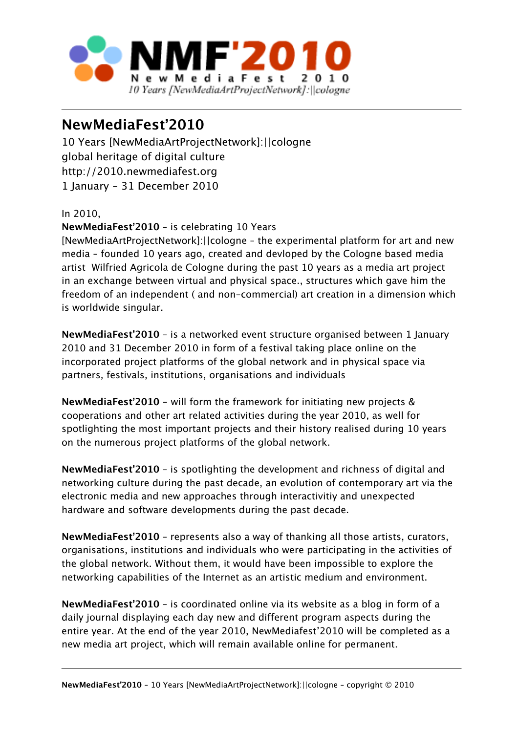# NewMediaFest'2010

10 Years [NewMediaArtProjectNetwork]:||cologne
global heritage of digital culture
http://2010.newmediafest.org
1 January – 31 December 2010

In 2010,
**NewMediaFest'2010** – is celebrating 10 Years [NewMediaArtProjectNetwork]:||cologne – the experimental platform for art and new media – founded 10 years ago, created and devloped by the Cologne based media artist Wilfried Agricola de Cologne during the past 10 years as a media art project in an exchange between virtual and physical space., structures which gave him the freedom of an independent ( and non-commercial) art creation in a dimension which is worldwide singular.

**NewMediaFest'2010** – is a networked event structure organised between 1 January 2010 and 31 December 2010 in form of a festival taking place online on the incorporated project platforms of the global network and in physical space via partners, festivals, institutions, organisations and individuals

**NewMediaFest'2010** – will form the framework for initiating new projects & cooperations and other art related activities during the year 2010, as well for spotlighting the most important projects and their history realised during 10 years on the numerous project platforms of the global network.

**NewMediaFest'2010** – is spotlighting the development and richness of digital and networking culture during the past decade, an evolution of contemporary art via the electronic media and new approaches through interactivitiy and unexpected hardware and software developments during the past decade.

**NewMediaFest'2010** – represents also a way of thanking all those artists, curators, organisations, institutions and individuals who were participating in the activities of the global network. Without them, it would have been impossible to explore the networking capabilities of the Internet as an artistic medium and environment.

**NewMediaFest'2010** – is coordinated online via its website as a blog in form of a daily journal displaying each day new and different program aspects during the entire year. At the end of the year 2010, NewMediafest'2010 will be completed as a new media art project, which will remain available online for permanent.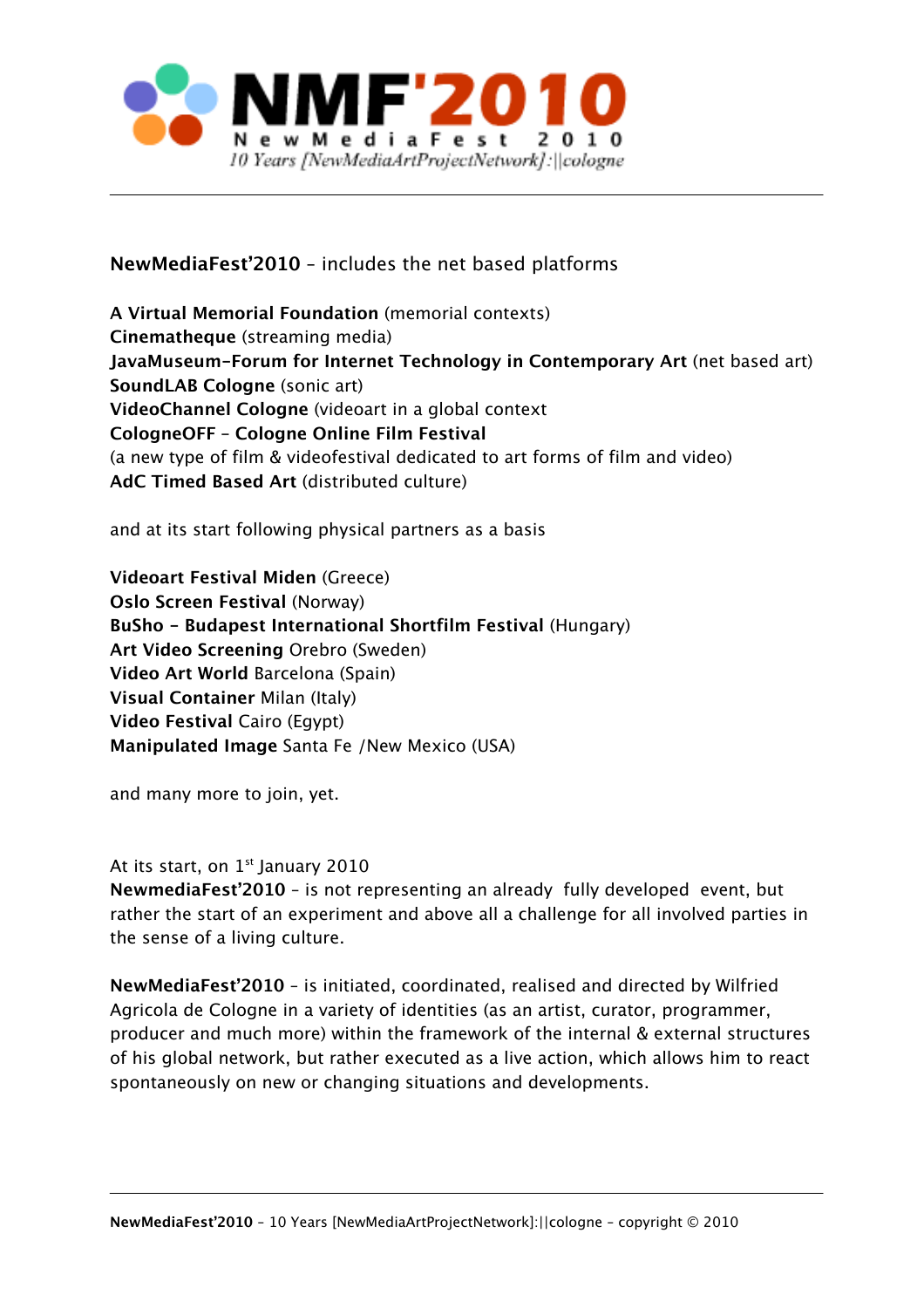NMF'2010

N e w M e d i a F e s t 2 0 1 0

*10 Years [NewMediaArtProjectNetwork]:||cologne*

**NewMediaFest'2010** – includes the net based platforms

**A Virtual Memorial Foundation** (memorial contexts)
**Cinematheque** (streaming media)
**JavaMuseum-Forum for Internet Technology in Contemporary Art** (net based art)
**SoundLAB Cologne** (sonic art)
**VideoChannel Cologne** (videoart in a global context
**CologneOFF – Cologne Online Film Festival**
(a new type of film & videofestival dedicated to art forms of film and video)
**AdC Timed Based Art** (distributed culture)

and at its start following physical partners as a basis

**Videoart Festival Miden** (Greece)
**Oslo Screen Festival** (Norway)
**BuSho – Budapest International Shortfilm Festival** (Hungary)
**Art Video Screening** Orebro (Sweden)
**Video Art World** Barcelona (Spain)
**Visual Container** Milan (Italy)
**Video Festival** Cairo (Egypt)
**Manipulated Image** Santa Fe /New Mexico (USA)

and many more to join, yet.

At its start, on 1st January 2010
**NewmediaFest'2010** – is not representing an already fully developed event, but rather the start of an experiment and above all a challenge for all involved parties in the sense of a living culture.

**NewMediaFest'2010** – is initiated, coordinated, realised and directed by Wilfried Agricola de Cologne in a variety of identities (as an artist, curator, programmer, producer and much more) within the framework of the internal & external structures of his global network, but rather executed as a live action, which allows him to react spontaneously on new or changing situations and developments.